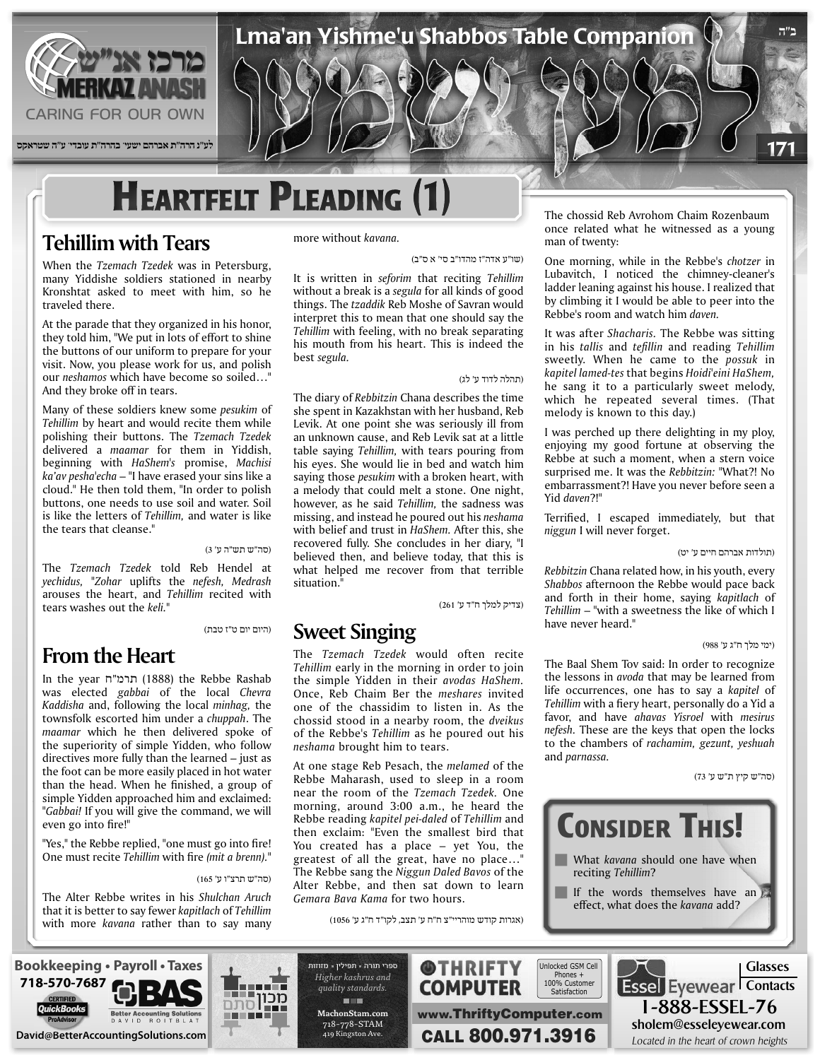# Heartfelt Pleading (1)

## Tehillim with Tears

When the *Tzemach Tzedek* was in Petersburg, many Yiddishe soldiers stationed in nearby Kronshtat asked to meet with him, so he traveled there.

At the parade that they organized in his honor, they told him, "We put in lots of effort to shine the buttons of our uniform to prepare for your visit. Now, you please work for us, and polish our *neshamos* which have become so soiled…" And they broke off in tears.

Many of these soldiers knew some *pesukim* of *Tehillim* by heart and would recite them while polishing their buttons. The *Tzemach Tzedek* delivered a *maamar* for them in Yiddish, beginning with *HaShem's* promise, *Machisi ka'av pesha'echa* – "I have erased your sins like a cloud." He then told them, "In order to polish buttons, one needs to use soil and water. Soil is like the letters of *Tehillim,* and water is like the tears that cleanse."

(סה"ש תש"ה ע' 3)

The *Tzemach Tzedek* told Reb Hendel at *yechidus,* "*Zohar* uplifts the *nefesh, Medrash* arouses the heart, and *Tehillim* recited with tears washes out the *keli.*"

(היום יום ט"ז טבת)

## From the Heart

In the year תרמ"ח (1888) the Rebbe Rashab was elected *gabbai* of the local *Chevra Kaddisha* and, following the local *minhag,* the townsfolk escorted him under a *chuppah*. The *maamar* which he then delivered spoke of the superiority of simple Yidden, who follow directives more fully than the learned – just as the foot can be more easily placed in hot water than the head. When he finished, a group of simple Yidden approached him and exclaimed: "*Gabbai!* If you will give the command, we will even go into fire!"

"Yes," the Rebbe replied, "one must go into fire! One must recite *Tehillim* with fire *(mit a brenn).*"

(סה"ש תרצ"ו ע' 165)

The Alter Rebbe writes in his *Shulchan Aruch* that it is better to say fewer *kapitlach* of *Tehillim* with more *kavana* rather than to say many more without *kavana*.

(שו"ע אדה"ז מהדו"ב סי' א ס"ב)

It is written in *seforim* that reciting *Tehillim* without a break is a *segula* for all kinds of good things. The *tzaddik* Reb Moshe of Savran would interpret this to mean that one should say the *Tehillim* with feeling, with no break separating his mouth from his heart. This is indeed the best *segula.*

(תהלה לדוד ע' לג)

The diary of *Rebbitzin* Chana describes the time she spent in Kazakhstan with her husband, Reb Levik. At one point she was seriously ill from an unknown cause, and Reb Levik sat at a little table saying *Tehillim,* with tears pouring from his eyes. She would lie in bed and watch him saying those *pesukim* with a broken heart, with a melody that could melt a stone. One night, however, as he said *Tehillim,* the sadness was missing, and instead he poured out his *neshama* with belief and trust in *HaShem.* After this, she recovered fully. She concludes in her diary, "I believed then, and believe today, that this is what helped me recover from that terrible situation."

(צדיק למלך ח"ד ע' 261)

## Sweet Singing

The *Tzemach Tzedek* would often recite *Tehillim* early in the morning in order to join the simple Yidden in their *avodas HaShem.* Once, Reb Chaim Ber the *meshares* invited one of the chassidim to listen in. As the chossid stood in a nearby room, the *dveikus* of the Rebbe's *Tehillim* as he poured out his *neshama* brought him to tears.

At one stage Reb Pesach, the *melamed* of the Rebbe Maharash, used to sleep in a room near the room of the *Tzemach Tzedek.* One morning, around 3:00 a.m., he heard the Rebbe reading *kapitel pei-daled* of *Tehillim* and then exclaim: "Even the smallest bird that You created has a place – yet You, the greatest of all the great, have no place…" The Rebbe sang the *Niggun Daled Bavos* of the Alter Rebbe, and then sat down to learn *Gemara Bava Kama* for two hours.

(אגרות קודש מוהריי"צ ח"ח ע' תצב, לקו"ד ח"ג ע' 1056)

The chossid Reb Avrohom Chaim Rozenbaum once related what he witnessed as a young man of twenty:

One morning, while in the Rebbe's *chotzer* in Lubavitch, I noticed the chimney-cleaner's ladder leaning against his house. I realized that by climbing it I would be able to peer into the Rebbe's room and watch him *daven.*

It was after *Shacharis.* The Rebbe was sitting in his *tallis* and *tefillin* and reading *Tehillim* sweetly. When he came to the *possuk* in *kapitel lamed-tes* that begins *Hoidi'eini HaShem,* he sang it to a particularly sweet melody, which he repeated several times. (That melody is known to this day.)

I was perched up there delighting in my ploy, enjoying my good fortune at observing the Rebbe at such a moment, when a stern voice surprised me. It was the *Rebbitzin:* "What?! No embarrassment?! Have you never before seen a Yid *daven*?!"

Terrified, I escaped immediately, but that *niggun* I will never forget.

(תולדות אברהם חיים ע' יט)

*Rebbitzin* Chana related how, in his youth, every *Shabbos* afternoon the Rebbe would pace back and forth in their home, saying *kapitlach* of *Tehillim* – "with a sweetness the like of which I have never heard."

(ימי מלך ח"ג ע' 988)

The Baal Shem Tov said: In order to recognize the lessons in *avoda* that may be learned from life occurrences, one has to say a *kapitel* of *Tehillim* with a fiery heart, personally do a Yid a favor, and have *ahavas Yisroel* with *mesirus nefesh.* These are the keys that open the locks to the chambers of *rachamim, gezunt, yeshuah* and *parnassa.*

(סה"ש קיץ ת"ש ע' 73)

## Consider This!

- What *kavana* should one have when reciting *Tehillim*?
- If the words themselves have an effect, what does the *kavana* add?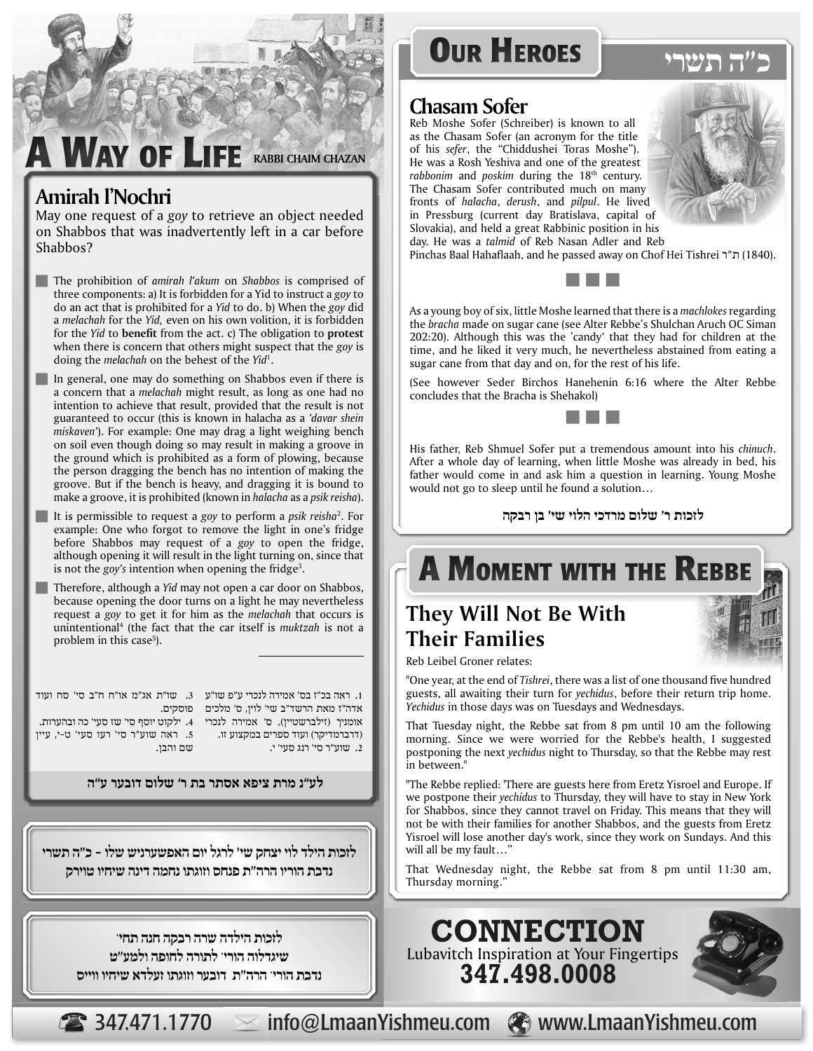# A Way of Life

RABBI CHAIM CHAZAN

## Amirah l'Nochri

May one request of a *goy* to retrieve an object needed on Shabbos that was inadvertently left in a car before Shabbos?

- The prohibition of *amirah l'akum* on *Shabbos* is comprised of three components: a) It is forbidden for a Yid to instruct a *goy* to do an act that is prohibited for a *Yid* to do. b) When the *goy* did a *melachah* for the *Yid,* even on his own volition, it is forbidden for the *Yid* to **benefit** from the act. c) The obligation to **protest** when there is concern that others might suspect that the *goy* is doing the *melachah* on the behest of the *Yid*[1].
- In general, one may do something on Shabbos even if there is a concern that a *melachah* might result, as long as one had no intention to achieve that result, provided that the result is not guaranteed to occur (this is known in halacha as a *'davar shein miskaven'*). For example: One may drag a light weighing bench on soil even though doing so may result in making a groove in the ground which is prohibited as a form of plowing, because the person dragging the bench has no intention of making the groove. But if the bench is heavy, and dragging it is bound to make a groove, it is prohibited (known in *halacha* as a *psik reisha*).
- It is permissible to request a *goy* to perform a *psik reisha*[2]. For example: One who forgot to remove the light in one's fridge before Shabbos may request of a *goy* to open the fridge, although opening it will result in the light turning on, since that is not the *goy's* intention when opening the fridge[3].
- Therefore, although a *Yid* may not open a car door on Shabbos, because opening the door turns on a light he may nevertheless request a *goy* to get it for him as the *melachah* that occurs is unintentional[4] (the fact that the car itself is *muktzah* is not a problem in this case[5]).

1. ראה בכ"ז בס' אמירה לנכרי ע"פ שו"ע אדה"ז מאת הרשד"ב שי' לוין, ס' מלכים אומניך (זילברשטיין), ס' אמירה לנכרי (דברמדיקר) ועוד ספרים במקצוע זו.
2. שוע"ר סי' רנג סעי' י.
3. שו"ת אג"מ או"ח ח"ב סי' סח ועוד פוסקים.
4. ילקוט יוסף סי' שז סעי' כה ובהערות.
5. ראה שוע"ר סי' רעו סעי' ט-י, עיין שם והבן.

לע"נ מרת ציפא אסתר בת ר' שלום דובער ע"ה

לזכות הילד לוי יצחק שי' לרגל יום האפשעריניש שלו - כ"ה תשרי
נדבת הוריו הרה"ת פנחס וזוגתו נחמה דינה שיחיו טוירק

לזכות הילדה שרה רבקה חנה תחי'
שיגדלוה הורי' לתורה לחופה ולמע"ט
נדבת הורי' הרה"ת דובער וזוגתו זעלדא שיחיו ווייס

# Our Heroes

כ"ה תשרי

## Chasam Sofer

Reb Moshe Sofer (Schreiber) is known to all as the Chasam Sofer (an acronym for the title of his *sefer*, the "Chiddushei Toras Moshe"). He was a Rosh Yeshiva and one of the greatest *rabbonim* and *poskim* during the 18th century. The Chasam Sofer contributed much on many fronts of *halacha*, *derush*, and *pilpul*. He lived in Pressburg (current day Bratislava, capital of Slovakia), and held a great Rabbinic position in his day. He was a *talmid* of Reb Nasan Adler and Reb Pinchas Baal Hahaflaah, and he passed away on Chof Hei Tishrei ת"ר (1840).

As a young boy of six, little Moshe learned that there is a *machlokes* regarding the *bracha* made on sugar cane (see Alter Rebbe's Shulchan Aruch OC Siman 202:20). Although this was the 'candy' that they had for children at the time, and he liked it very much, he nevertheless abstained from eating a sugar cane from that day and on, for the rest of his life.

(See however Seder Birchos Hanehenin 6:16 where the Alter Rebbe concludes that the Bracha is Shehakol)

His father, Reb Shmuel Sofer put a tremendous amount into his *chinuch*. After a whole day of learning, when little Moshe was already in bed, his father would come in and ask him a question in learning. Young Moshe would not go to sleep until he found a solution…

לזכות ר' שלום מרדכי הלוי שי' בן רבקה

# A Moment with the Rebbe

## They Will Not Be With Their Families

Reb Leibel Groner relates:

"One year, at the end of *Tishrei*, there was a list of one thousand five hundred guests, all awaiting their turn for *yechidus*, before their return trip home. *Yechidus* in those days was on Tuesdays and Wednesdays.

That Tuesday night, the Rebbe sat from 8 pm until 10 am the following morning. Since we were worried for the Rebbe's health, I suggested postponing the next *yechidus* night to Thursday, so that the Rebbe may rest in between."

"The Rebbe replied: 'There are guests here from Eretz Yisroel and Europe. If we postpone their *yechidus* to Thursday, they will have to stay in New York for Shabbos, since they cannot travel on Friday. This means that they will not be with their families for another Shabbos, and the guests from Eretz Yisroel will lose another day's work, since they work on Sundays. And this will all be my fault…"

That Wednesday night, the Rebbe sat from 8 pm until 11:30 am, Thursday morning."

**CONNECTION**
Lubavitch Inspiration at Your Fingertips
**347.498.0008**

347.471.1770 info@LmaanYishmeu.com www.LmaanYishmeu.com